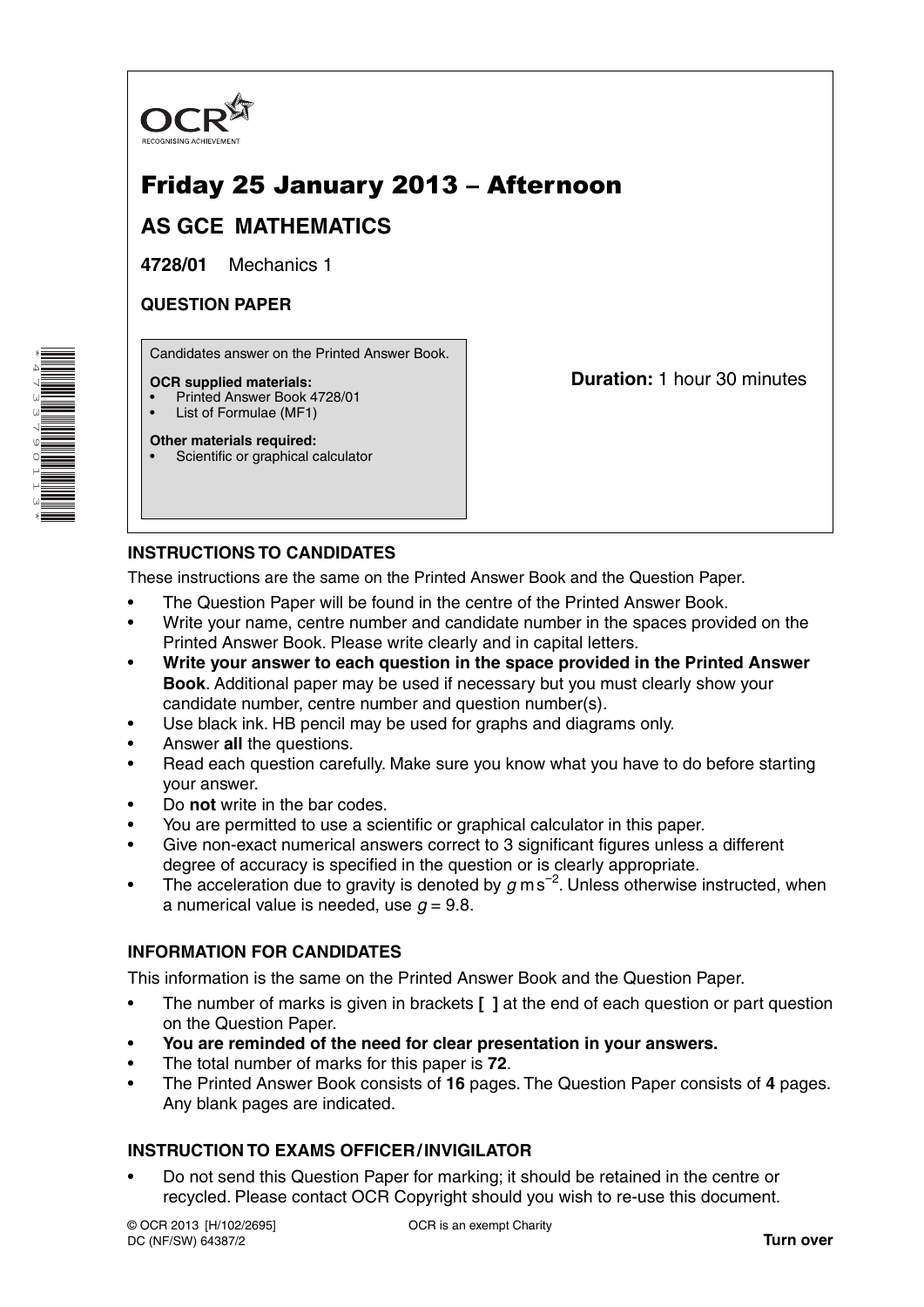OCR

RECOGNISING ACHIEVEMENT

# Friday 25 January 2013 – Afternoon

## AS GCE MATHEMATICS

**4728/01** Mechanics 1

**QUESTION PAPER**

Candidates answer on the Printed Answer Book.

**OCR supplied materials:**

- Printed Answer Book 4728/01
- List of Formulae (MF1)

**Other materials required:**

- Scientific or graphical calculator

**Duration:** 1 hour 30 minutes

## INSTRUCTIONS TO CANDIDATES

These instructions are the same on the Printed Answer Book and the Question Paper.

- The Question Paper will be found in the centre of the Printed Answer Book.
- Write your name, centre number and candidate number in the spaces provided on the Printed Answer Book. Please write clearly and in capital letters.
- **Write your answer to each question in the space provided in the Printed Answer Book**. Additional paper may be used if necessary but you must clearly show your candidate number, centre number and question number(s).
- Use black ink. HB pencil may be used for graphs and diagrams only.
- Answer **all** the questions.
- Read each question carefully. Make sure you know what you have to do before starting your answer.
- Do **not** write in the bar codes.
- You are permitted to use a scientific or graphical calculator in this paper.
- Give non-exact numerical answers correct to 3 significant figures unless a different degree of accuracy is specified in the question or is clearly appropriate.
- The acceleration due to gravity is denoted by $g\,\text{m}\,\text{s}^{-2}$. Unless otherwise instructed, when a numerical value is needed, use $g = 9.8$.

## INFORMATION FOR CANDIDATES

This information is the same on the Printed Answer Book and the Question Paper.

- The number of marks is given in brackets **[ ]** at the end of each question or part question on the Question Paper.
- **You are reminded of the need for clear presentation in your answers.**
- The total number of marks for this paper is **72**.
- The Printed Answer Book consists of **16** pages. The Question Paper consists of **4** pages. Any blank pages are indicated.

## INSTRUCTION TO EXAMS OFFICER / INVIGILATOR

- Do not send this Question Paper for marking; it should be retained in the centre or recycled. Please contact OCR Copyright should you wish to re-use this document.

© OCR 2013 [H/102/2695]
DC (NF/SW) 64387/2

OCR is an exempt Charity

**Turn over**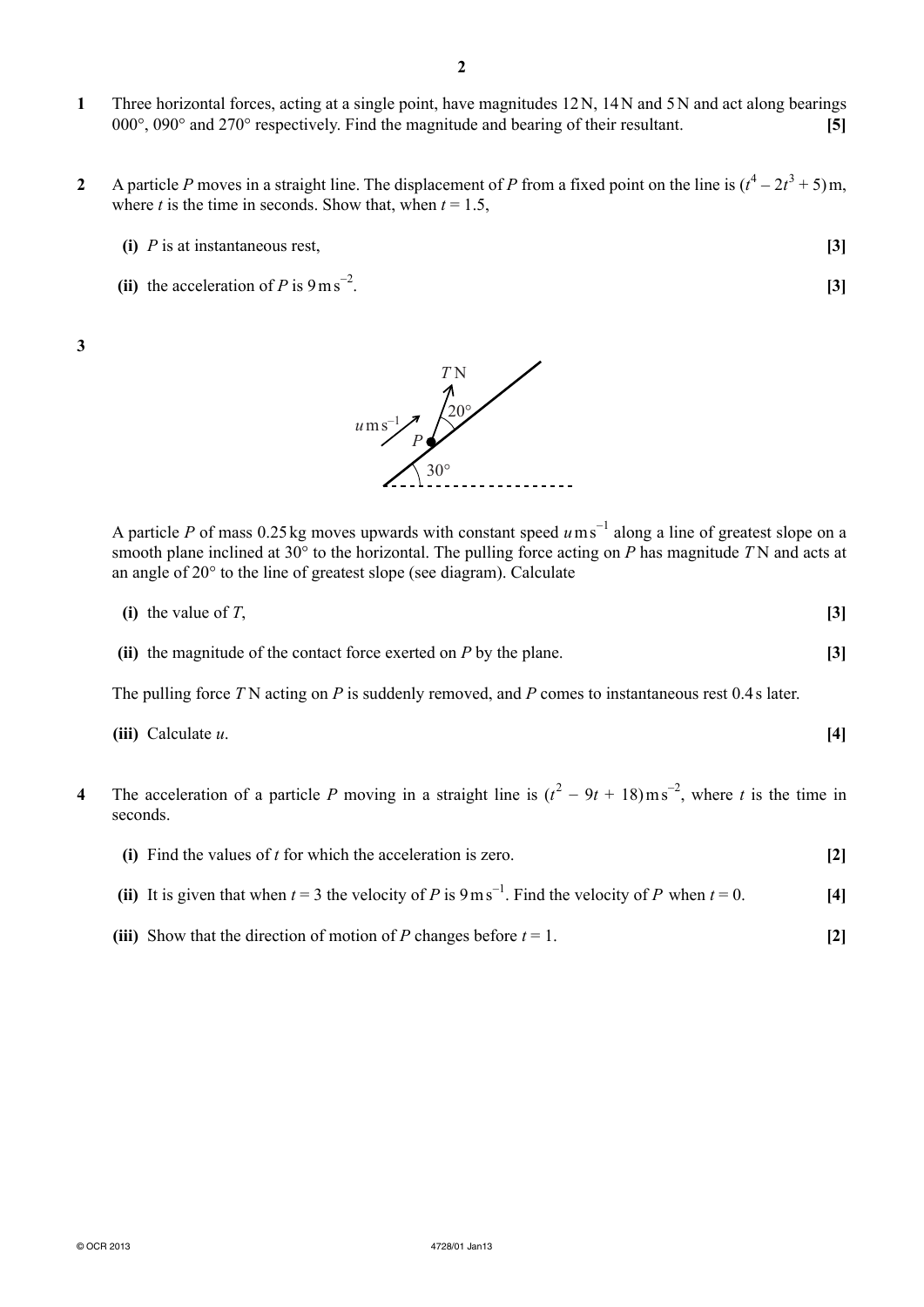**1** Three horizontal forces, acting at a single point, have magnitudes 12 N, 14 N and 5 N and act along bearings 000°, 090° and 270° respectively. Find the magnitude and bearing of their resultant. **[5]**

**2** A particle $P$ moves in a straight line. The displacement of $P$ from a fixed point on the line is $(t^4 - 2t^3 + 5)$ m, where $t$ is the time in seconds. Show that, when $t = 1.5$,

**(i)** $P$ is at instantaneous rest, **[3]**

**(ii)** the acceleration of $P$ is $9\,\text{m s}^{-2}$. **[3]**

**3**

A particle $P$ of mass 0.25 kg moves upwards with constant speed $u\,\text{m s}^{-1}$ along a line of greatest slope on a smooth plane inclined at 30° to the horizontal. The pulling force acting on $P$ has magnitude $T$ N and acts at an angle of 20° to the line of greatest slope (see diagram). Calculate

**(i)** the value of $T$, **[3]**

**(ii)** the magnitude of the contact force exerted on $P$ by the plane. **[3]**

The pulling force $T$ N acting on $P$ is suddenly removed, and $P$ comes to instantaneous rest 0.4 s later.

**(iii)** Calculate $u$. **[4]**

**4** The acceleration of a particle $P$ moving in a straight line is $(t^2 - 9t + 18)\,\text{m s}^{-2}$, where $t$ is the time in seconds.

**(i)** Find the values of $t$ for which the acceleration is zero. **[2]**

**(ii)** It is given that when $t = 3$ the velocity of $P$ is $9\,\text{m s}^{-1}$. Find the velocity of $P$ when $t = 0$. **[4]**

**(iii)** Show that the direction of motion of $P$ changes before $t = 1$. **[2]**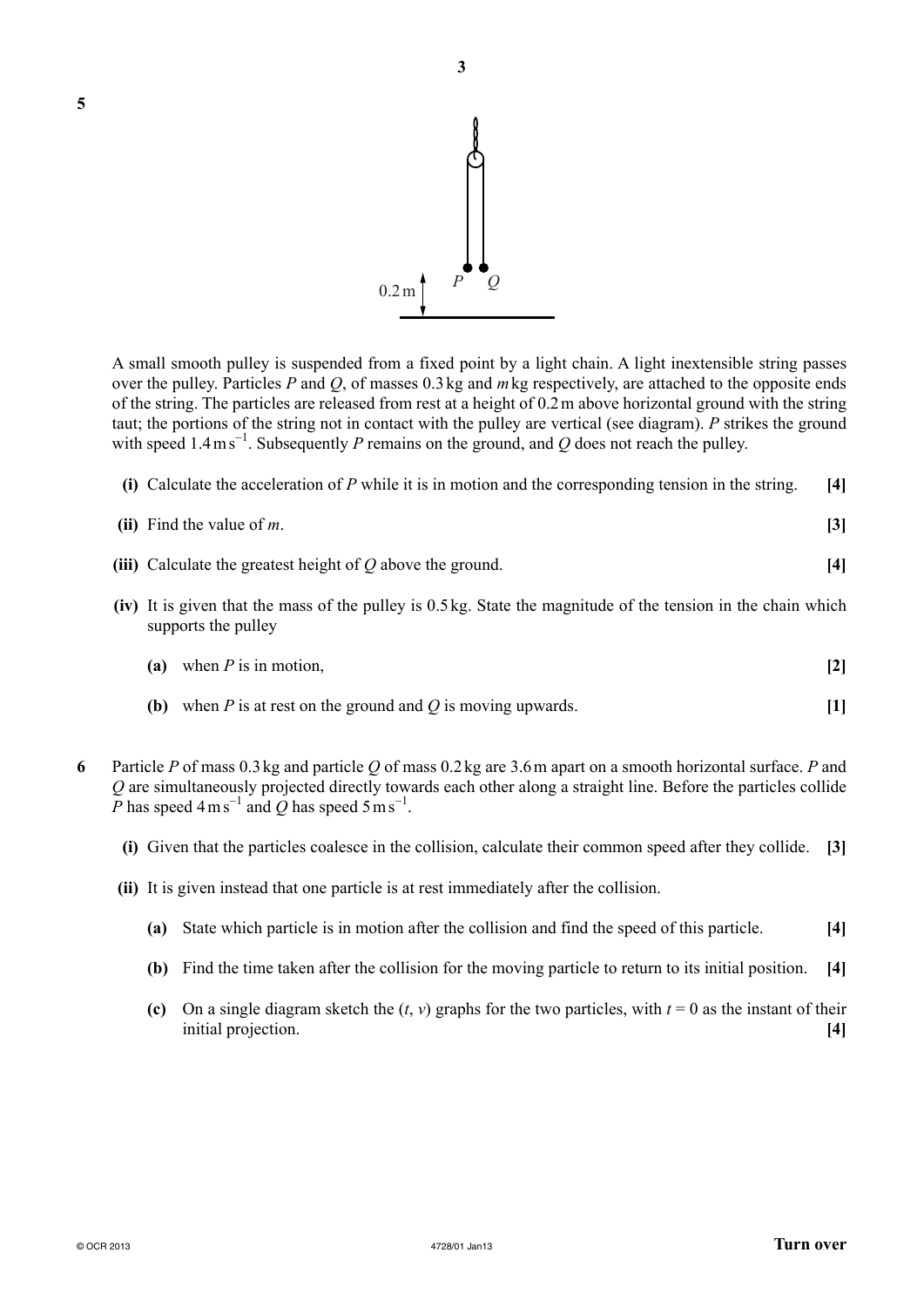**5**

A small smooth pulley is suspended from a fixed point by a light chain. A light inextensible string passes over the pulley. Particles $P$ and $Q$, of masses 0.3 kg and $m$ kg respectively, are attached to the opposite ends of the string. The particles are released from rest at a height of 0.2 m above horizontal ground with the string taut; the portions of the string not in contact with the pulley are vertical (see diagram). $P$ strikes the ground with speed $1.4\,\text{m}\,\text{s}^{-1}$. Subsequently $P$ remains on the ground, and $Q$ does not reach the pulley.

**(i)** Calculate the acceleration of $P$ while it is in motion and the corresponding tension in the string. **[4]**

**(ii)** Find the value of $m$. **[3]**

**(iii)** Calculate the greatest height of $Q$ above the ground. **[4]**

**(iv)** It is given that the mass of the pulley is 0.5 kg. State the magnitude of the tension in the chain which supports the pulley

- **(a)** when $P$ is in motion, **[2]**
- **(b)** when $P$ is at rest on the ground and $Q$ is moving upwards. **[1]**

**6** Particle $P$ of mass 0.3 kg and particle $Q$ of mass 0.2 kg are 3.6 m apart on a smooth horizontal surface. $P$ and $Q$ are simultaneously projected directly towards each other along a straight line. Before the particles collide $P$ has speed $4\,\text{m}\,\text{s}^{-1}$ and $Q$ has speed $5\,\text{m}\,\text{s}^{-1}$.

**(i)** Given that the particles coalesce in the collision, calculate their common speed after they collide. **[3]**

**(ii)** It is given instead that one particle is at rest immediately after the collision.

- **(a)** State which particle is in motion after the collision and find the speed of this particle. **[4]**
- **(b)** Find the time taken after the collision for the moving particle to return to its initial position. **[4]**
- **(c)** On a single diagram sketch the $(t, v)$ graphs for the two particles, with $t = 0$ as the instant of their initial projection. **[4]**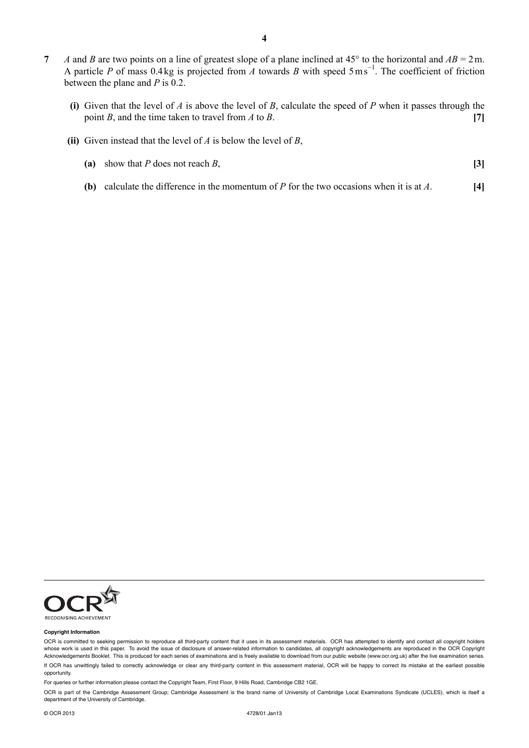**7** $A$ and $B$ are two points on a line of greatest slope of a plane inclined at $45°$ to the horizontal and $AB = 2$ m. A particle $P$ of mass $0.4$ kg is projected from $A$ towards $B$ with speed $5\,\text{m}\,\text{s}^{-1}$. The coefficient of friction between the plane and $P$ is 0.2.

**(i)** Given that the level of $A$ is above the level of $B$, calculate the speed of $P$ when it passes through the point $B$, and the time taken to travel from $A$ to $B$. **[7]**

**(ii)** Given instead that the level of $A$ is below the level of $B$,

**(a)** show that $P$ does not reach $B$, **[3]**

**(b)** calculate the difference in the momentum of $P$ for the two occasions when it is at $A$. **[4]**

**Copyright Information**

OCR is committed to seeking permission to reproduce all third-party content that it uses in its assessment materials. OCR has attempted to identify and contact all copyright holders whose work is used in this paper. To avoid the issue of disclosure of answer-related information to candidates, all copyright acknowledgements are reproduced in the OCR Copyright Acknowledgements Booklet. This is produced for each series of examinations and is freely available to download from our public website (www.ocr.org.uk) after the live examination series.

If OCR has unwittingly failed to correctly acknowledge or clear any third-party content in this assessment material, OCR will be happy to correct its mistake at the earliest possible opportunity.

For queries or further information please contact the Copyright Team, First Floor, 9 Hills Road, Cambridge CB2 1GE.

OCR is part of the Cambridge Assessment Group; Cambridge Assessment is the brand name of University of Cambridge Local Examinations Syndicate (UCLES), which is itself a department of the University of Cambridge.

© OCR 2013 4728/01 Jan13